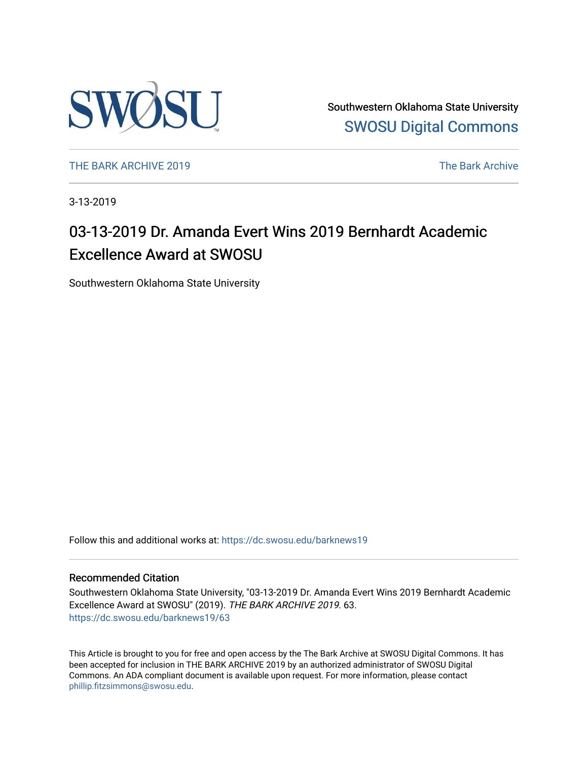Southwestern Oklahoma State University
SWOSU Digital Commons

THE BARK ARCHIVE 2019 The Bark Archive

3-13-2019

# 03-13-2019 Dr. Amanda Evert Wins 2019 Bernhardt Academic Excellence Award at SWOSU

Southwestern Oklahoma State University

Follow this and additional works at: https://dc.swosu.edu/barknews19

## Recommended Citation

Southwestern Oklahoma State University, "03-13-2019 Dr. Amanda Evert Wins 2019 Bernhardt Academic Excellence Award at SWOSU" (2019). *THE BARK ARCHIVE 2019*. 63.
https://dc.swosu.edu/barknews19/63

This Article is brought to you for free and open access by the The Bark Archive at SWOSU Digital Commons. It has been accepted for inclusion in THE BARK ARCHIVE 2019 by an authorized administrator of SWOSU Digital Commons. An ADA compliant document is available upon request. For more information, please contact phillip.fitzsimmons@swosu.edu.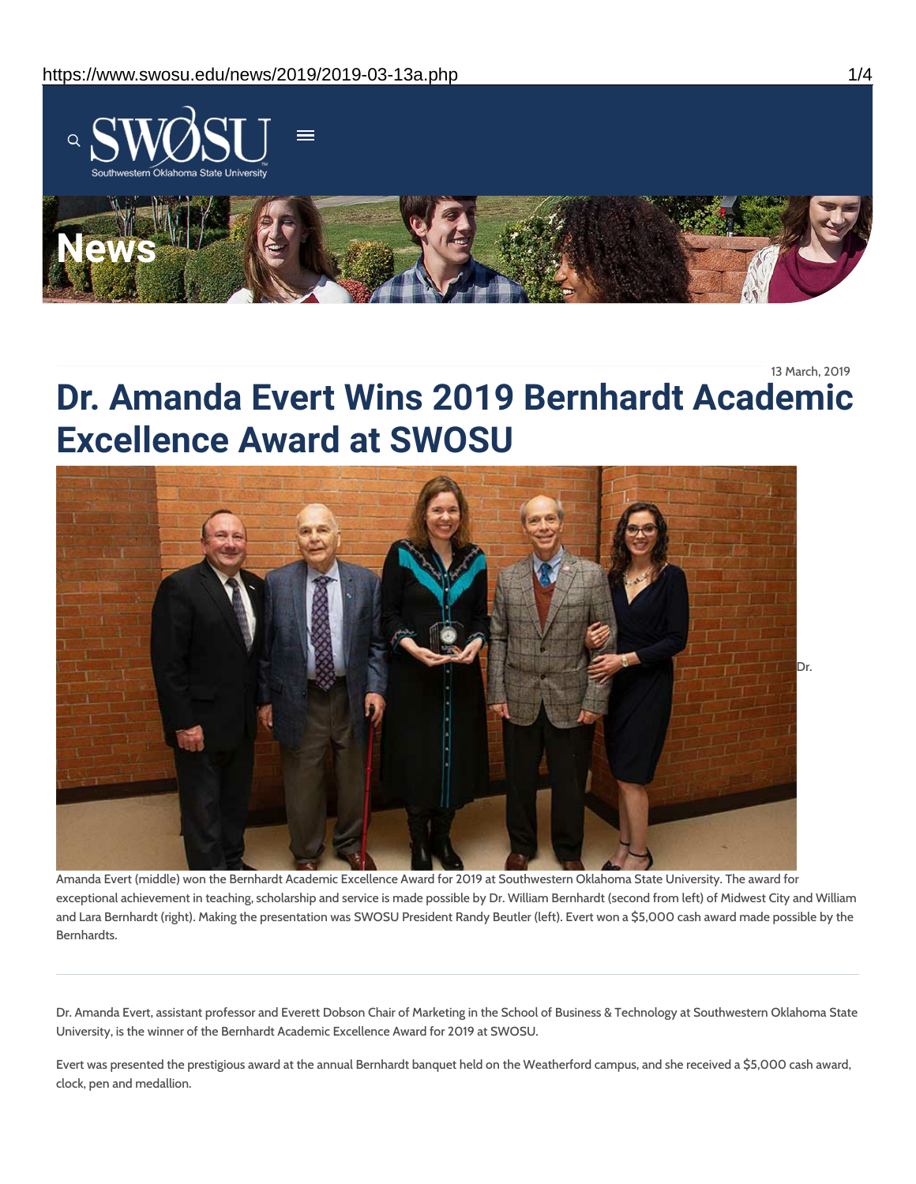13 March, 2019

# Dr. Amanda Evert Wins 2019 Bernhardt Academic Excellence Award at SWOSU

Dr. Amanda Evert (middle) won the Bernhardt Academic Excellence Award for 2019 at Southwestern Oklahoma State University. The award for exceptional achievement in teaching, scholarship and service is made possible by Dr. William Bernhardt (second from left) of Midwest City and William and Lara Bernhardt (right). Making the presentation was SWOSU President Randy Beutler (left). Evert won a $5,000 cash award made possible by the Bernhardts.

---

Dr. Amanda Evert, assistant professor and Everett Dobson Chair of Marketing in the School of Business & Technology at Southwestern Oklahoma State University, is the winner of the Bernhardt Academic Excellence Award for 2019 at SWOSU.

Evert was presented the prestigious award at the annual Bernhardt banquet held on the Weatherford campus, and she received a $5,000 cash award, clock, pen and medallion.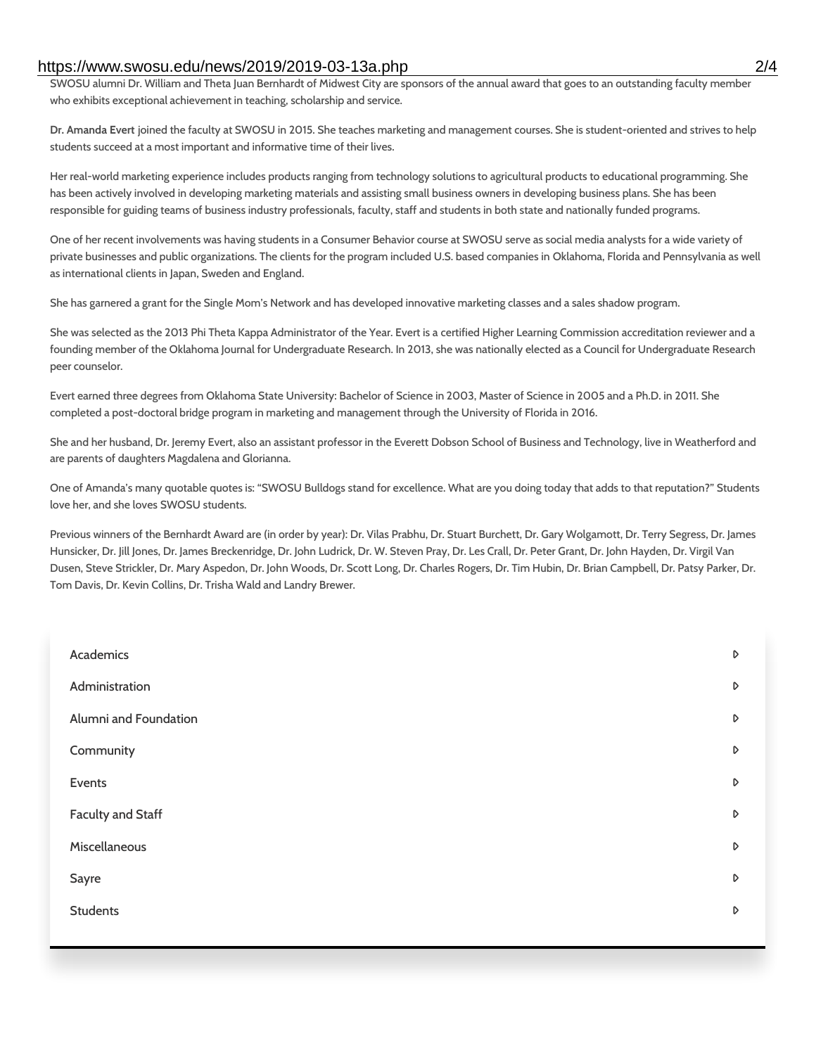SWOSU alumni Dr. William and Theta Juan Bernhardt of Midwest City are sponsors of the annual award that goes to an outstanding faculty member who exhibits exceptional achievement in teaching, scholarship and service.

**Dr. Amanda Evert** joined the faculty at SWOSU in 2015. She teaches marketing and management courses. She is student-oriented and strives to help students succeed at a most important and informative time of their lives.

Her real-world marketing experience includes products ranging from technology solutions to agricultural products to educational programming. She has been actively involved in developing marketing materials and assisting small business owners in developing business plans. She has been responsible for guiding teams of business industry professionals, faculty, staff and students in both state and nationally funded programs.

One of her recent involvements was having students in a Consumer Behavior course at SWOSU serve as social media analysts for a wide variety of private businesses and public organizations. The clients for the program included U.S. based companies in Oklahoma, Florida and Pennsylvania as well as international clients in Japan, Sweden and England.

She has garnered a grant for the Single Mom's Network and has developed innovative marketing classes and a sales shadow program.

She was selected as the 2013 Phi Theta Kappa Administrator of the Year. Evert is a certified Higher Learning Commission accreditation reviewer and a founding member of the Oklahoma Journal for Undergraduate Research. In 2013, she was nationally elected as a Council for Undergraduate Research peer counselor.

Evert earned three degrees from Oklahoma State University: Bachelor of Science in 2003, Master of Science in 2005 and a Ph.D. in 2011. She completed a post-doctoral bridge program in marketing and management through the University of Florida in 2016.

She and her husband, Dr. Jeremy Evert, also an assistant professor in the Everett Dobson School of Business and Technology, live in Weatherford and are parents of daughters Magdalena and Glorianna.

One of Amanda's many quotable quotes is: "SWOSU Bulldogs stand for excellence. What are you doing today that adds to that reputation?" Students love her, and she loves SWOSU students.

Previous winners of the Bernhardt Award are (in order by year): Dr. Vilas Prabhu, Dr. Stuart Burchett, Dr. Gary Wolgamott, Dr. Terry Segress, Dr. James Hunsicker, Dr. Jill Jones, Dr. James Breckenridge, Dr. John Ludrick, Dr. W. Steven Pray, Dr. Les Crall, Dr. Peter Grant, Dr. John Hayden, Dr. Virgil Van Dusen, Steve Strickler, Dr. Mary Aspedon, Dr. John Woods, Dr. Scott Long, Dr. Charles Rogers, Dr. Tim Hubin, Dr. Brian Campbell, Dr. Patsy Parker, Dr. Tom Davis, Dr. Kevin Collins, Dr. Trisha Wald and Landry Brewer.

- Academics
- Administration
- Alumni and Foundation
- Community
- Events
- Faculty and Staff
- Miscellaneous
- Sayre
- Students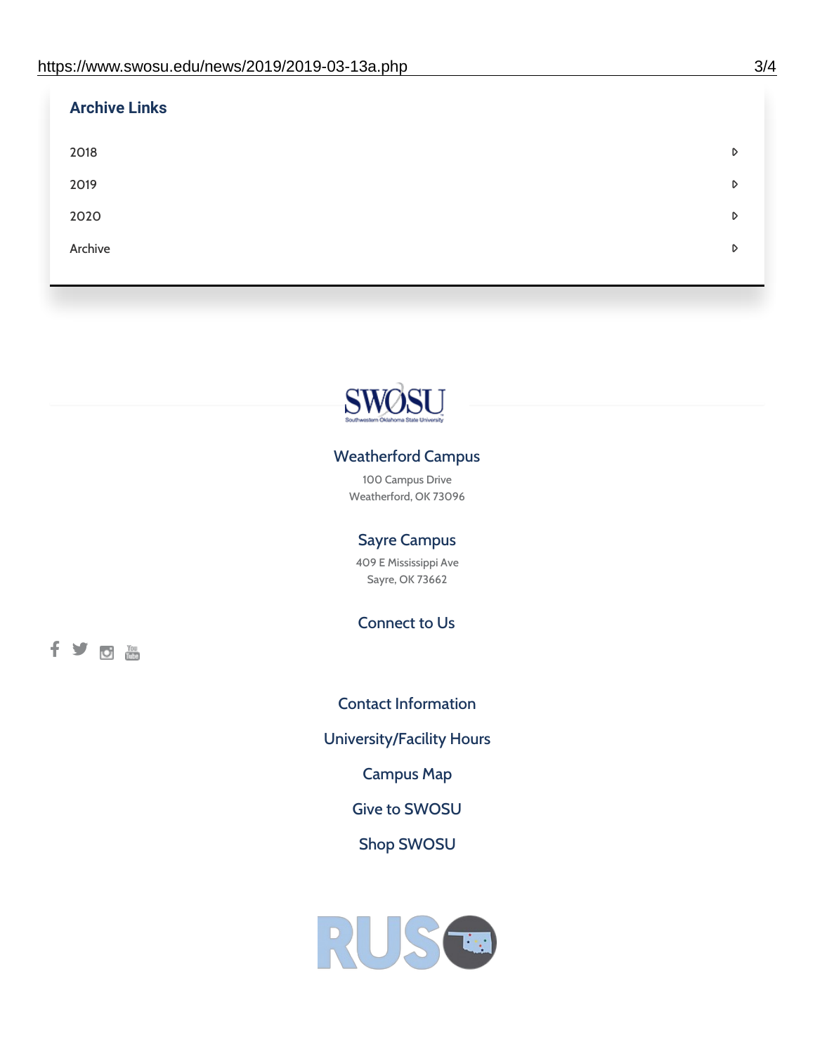## Archive Links

- 2018
- 2019
- 2020
- Archive

### Weatherford Campus

100 Campus Drive
Weatherford, OK 73096

### Sayre Campus

409 E Mississippi Ave
Sayre, OK 73662

### Connect to Us

Contact Information

University/Facility Hours

Campus Map

Give to SWOSU

Shop SWOSU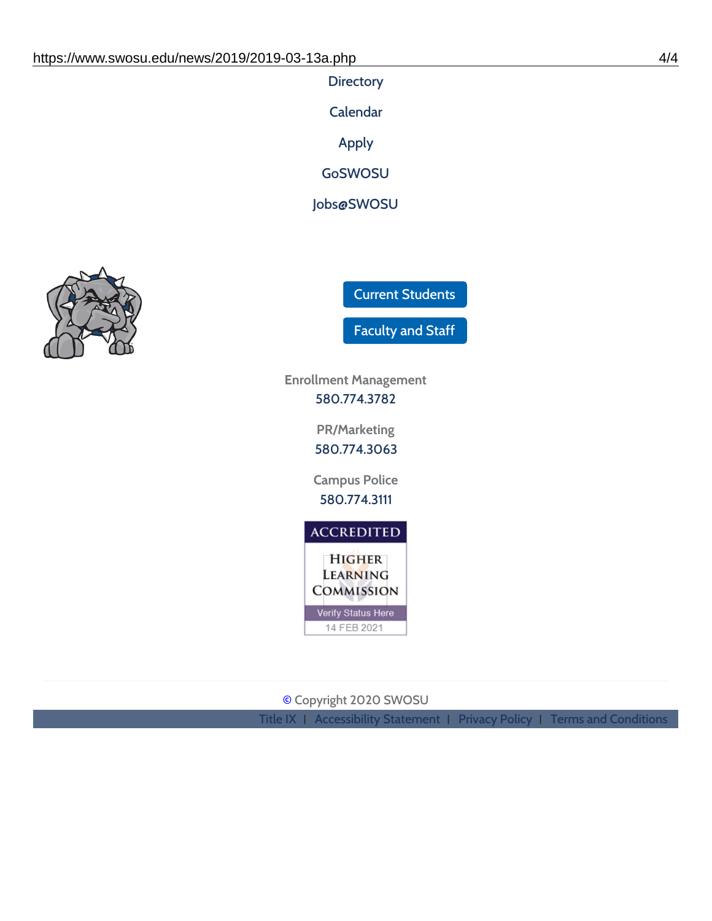Directory

Calendar

Apply

GoSWOSU

Jobs@SWOSU

Current Students

Faculty and Staff

Enrollment Management
580.774.3782

PR/Marketing
580.774.3063

Campus Police
580.774.3111

ACCREDITED
HIGHER LEARNING COMMISSION
Verify Status Here
14 FEB 2021

© Copyright 2020 SWOSU

Title IX | Accessibility Statement | Privacy Policy | Terms and Conditions